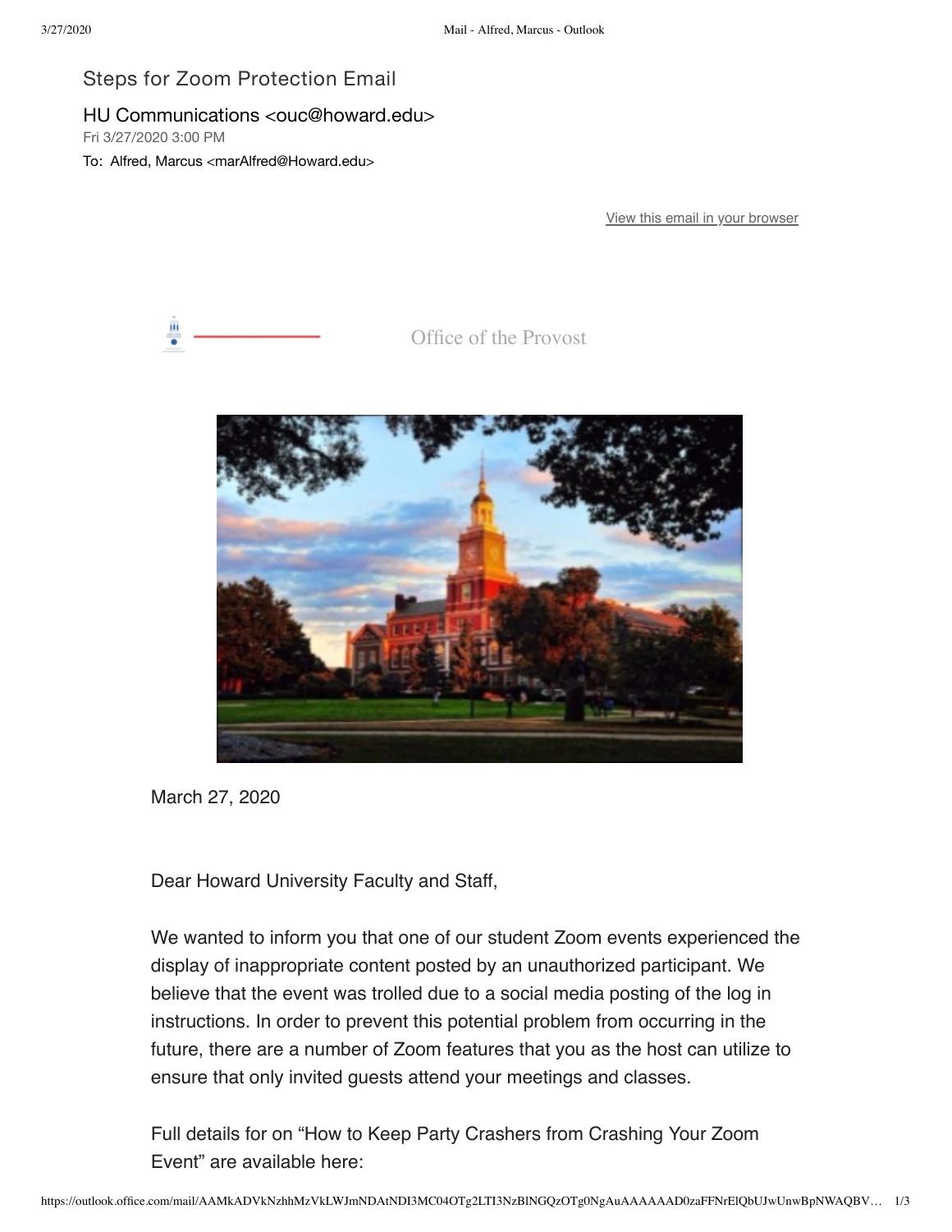# Steps for Zoom Protection Email

HU Communications <ouc@howard.edu>
Fri 3/27/2020 3:00 PM
To: Alfred, Marcus <marAlfred@Howard.edu>

View this email in your browser

Office of the Provost

March 27, 2020

Dear Howard University Faculty and Staff,

We wanted to inform you that one of our student Zoom events experienced the display of inappropriate content posted by an unauthorized participant. We believe that the event was trolled due to a social media posting of the log in instructions. In order to prevent this potential problem from occurring in the future, there are a number of Zoom features that you as the host can utilize to ensure that only invited guests attend your meetings and classes.

Full details for on "How to Keep Party Crashers from Crashing Your Zoom Event" are available here: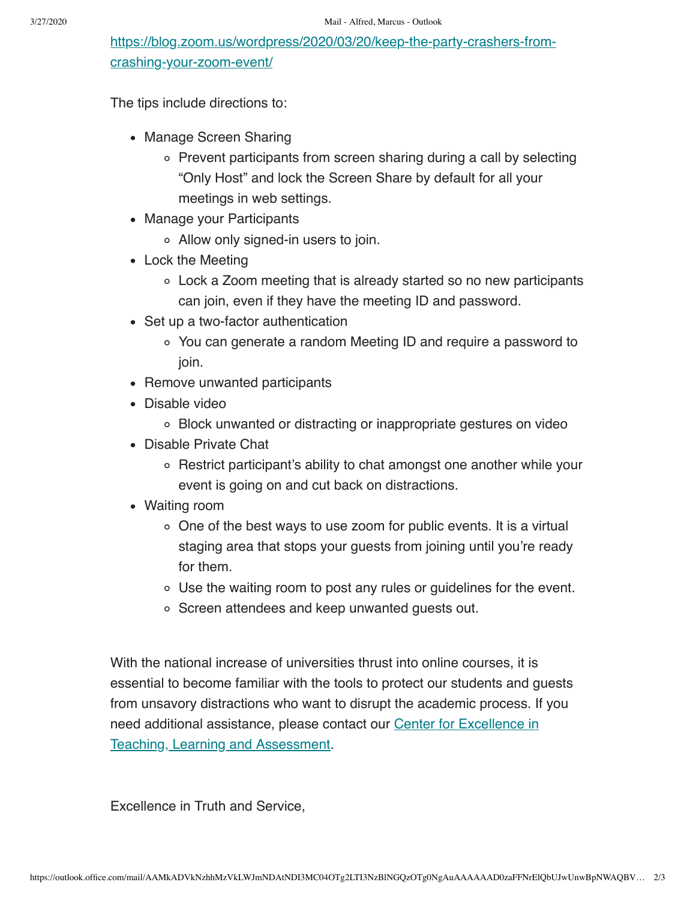[https://blog.zoom.us/wordpress/2020/03/20/keep-the-party-crashers-from-crashing-your-zoom-event/](https://blog.zoom.us/wordpress/2020/03/20/keep-the-party-crashers-from-crashing-your-zoom-event/)

The tips include directions to:

- Manage Screen Sharing
  - Prevent participants from screen sharing during a call by selecting "Only Host" and lock the Screen Share by default for all your meetings in web settings.
- Manage your Participants
  - Allow only signed-in users to join.
- Lock the Meeting
  - Lock a Zoom meeting that is already started so no new participants can join, even if they have the meeting ID and password.
- Set up a two-factor authentication
  - You can generate a random Meeting ID and require a password to join.
- Remove unwanted participants
- Disable video
  - Block unwanted or distracting or inappropriate gestures on video
- Disable Private Chat
  - Restrict participant's ability to chat amongst one another while your event is going on and cut back on distractions.
- Waiting room
  - One of the best ways to use zoom for public events. It is a virtual staging area that stops your guests from joining until you're ready for them.
  - Use the waiting room to post any rules or guidelines for the event.
  - Screen attendees and keep unwanted guests out.

With the national increase of universities thrust into online courses, it is essential to become familiar with the tools to protect our students and guests from unsavory distractions who want to disrupt the academic process. If you need additional assistance, please contact our Center for Excellence in Teaching, Learning and Assessment.

Excellence in Truth and Service,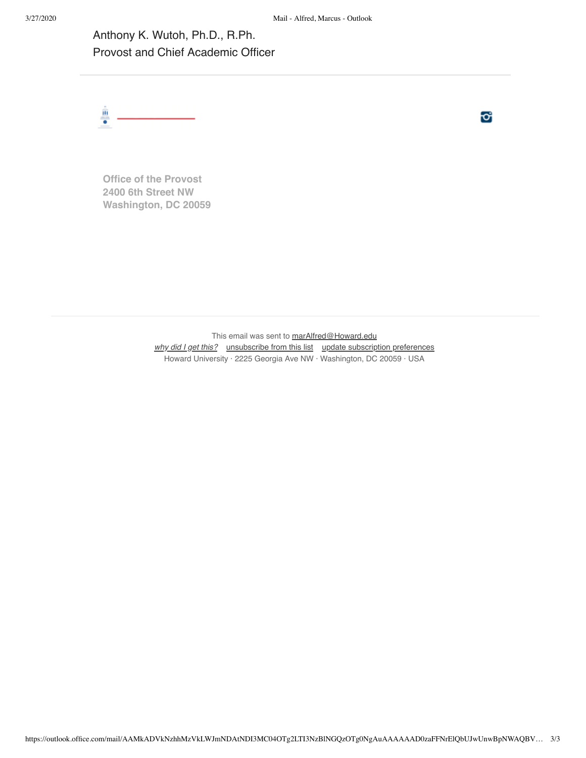Anthony K. Wutoh, Ph.D., R.Ph.
Provost and Chief Academic Officer

**Office of the Provost**
**2400 6th Street NW**
**Washington, DC 20059**

This email was sent to marAlfred@Howard.edu
*why did I get this?* unsubscribe from this list update subscription preferences
Howard University · 2225 Georgia Ave NW · Washington, DC 20059 · USA